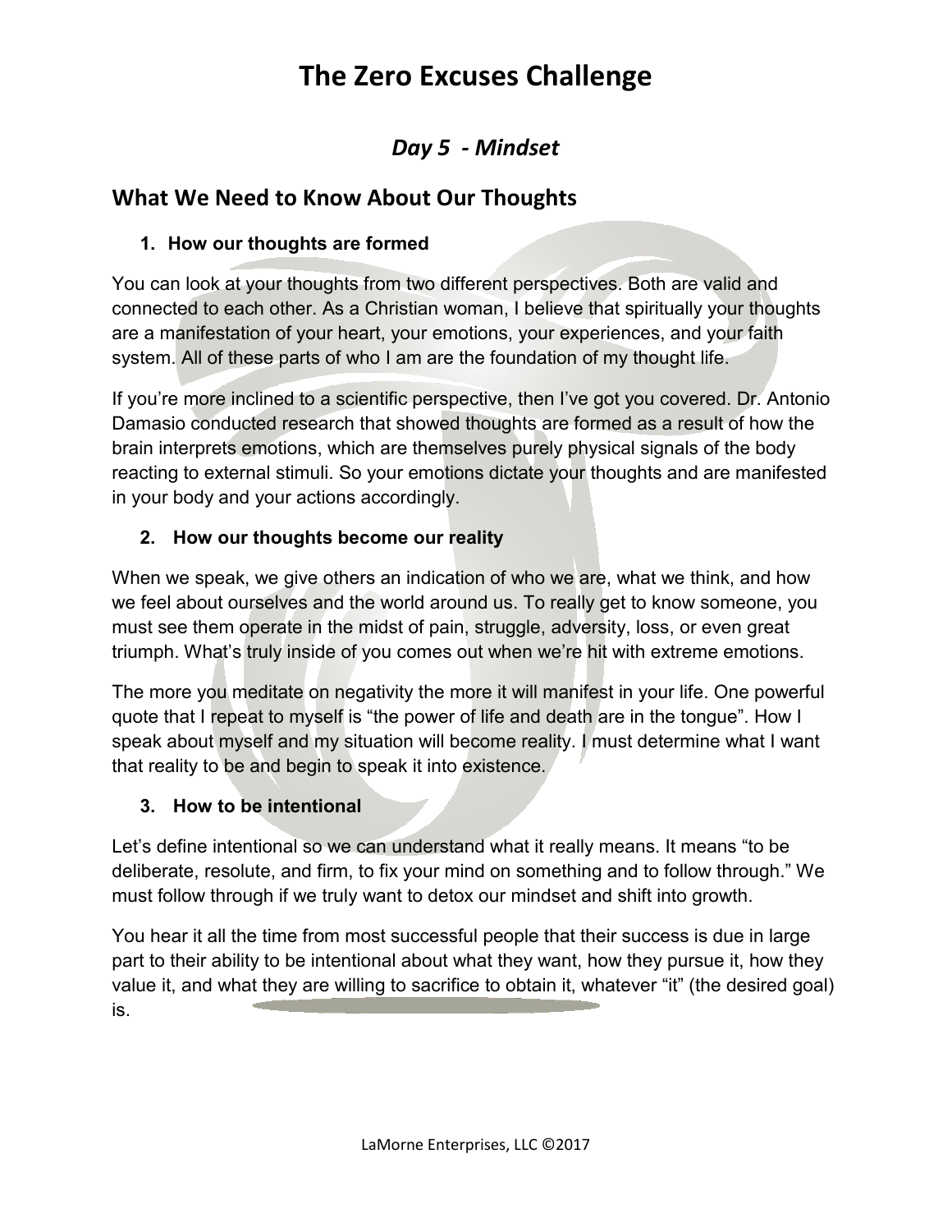# The Zero Excuses Challenge

## *Day 5 - Mindset*

## What We Need to Know About Our Thoughts

### 1. How our thoughts are formed

You can look at your thoughts from two different perspectives. Both are valid and connected to each other. As a Christian woman, I believe that spiritually your thoughts are a manifestation of your heart, your emotions, your experiences, and your faith system. All of these parts of who I am are the foundation of my thought life.

If you're more inclined to a scientific perspective, then I've got you covered. Dr. Antonio Damasio conducted research that showed thoughts are formed as a result of how the brain interprets emotions, which are themselves purely physical signals of the body reacting to external stimuli. So your emotions dictate your thoughts and are manifested in your body and your actions accordingly.

### 2. How our thoughts become our reality

When we speak, we give others an indication of who we are, what we think, and how we feel about ourselves and the world around us. To really get to know someone, you must see them operate in the midst of pain, struggle, adversity, loss, or even great triumph. What's truly inside of you comes out when we're hit with extreme emotions.

The more you meditate on negativity the more it will manifest in your life. One powerful quote that I repeat to myself is "the power of life and death are in the tongue". How I speak about myself and my situation will become reality. I must determine what I want that reality to be and begin to speak it into existence.

### 3. How to be intentional

Let's define intentional so we can understand what it really means. It means "to be deliberate, resolute, and firm, to fix your mind on something and to follow through." We must follow through if we truly want to detox our mindset and shift into growth.

You hear it all the time from most successful people that their success is due in large part to their ability to be intentional about what they want, how they pursue it, how they value it, and what they are willing to sacrifice to obtain it, whatever "it" (the desired goal) is.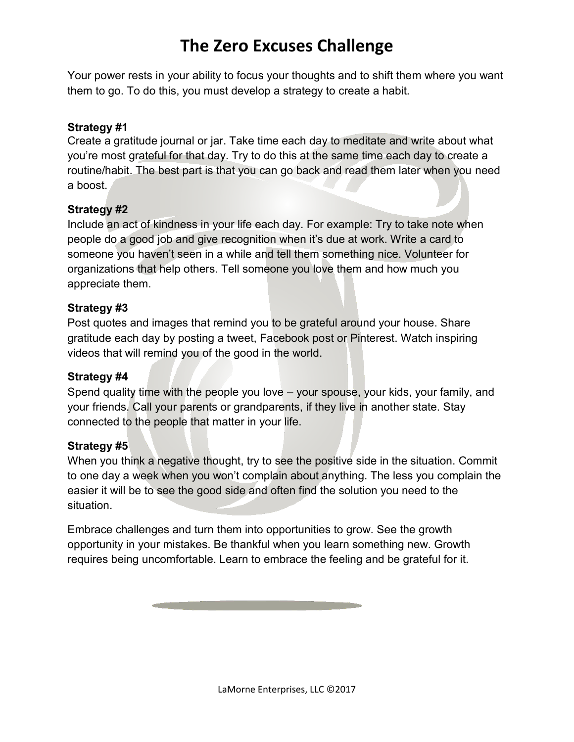# The Zero Excuses Challenge

Your power rests in your ability to focus your thoughts and to shift them where you want them to go. To do this, you must develop a strategy to create a habit.

**Strategy #1**

Create a gratitude journal or jar. Take time each day to meditate and write about what you're most grateful for that day. Try to do this at the same time each day to create a routine/habit. The best part is that you can go back and read them later when you need a boost.

**Strategy #2**

Include an act of kindness in your life each day. For example: Try to take note when people do a good job and give recognition when it's due at work. Write a card to someone you haven't seen in a while and tell them something nice. Volunteer for organizations that help others. Tell someone you love them and how much you appreciate them.

**Strategy #3**

Post quotes and images that remind you to be grateful around your house. Share gratitude each day by posting a tweet, Facebook post or Pinterest. Watch inspiring videos that will remind you of the good in the world.

**Strategy #4**

Spend quality time with the people you love – your spouse, your kids, your family, and your friends. Call your parents or grandparents, if they live in another state. Stay connected to the people that matter in your life.

**Strategy #5**

When you think a negative thought, try to see the positive side in the situation. Commit to one day a week when you won't complain about anything. The less you complain the easier it will be to see the good side and often find the solution you need to the situation.

Embrace challenges and turn them into opportunities to grow. See the growth opportunity in your mistakes. Be thankful when you learn something new. Growth requires being uncomfortable. Learn to embrace the feeling and be grateful for it.

LaMorne Enterprises, LLC ©2017